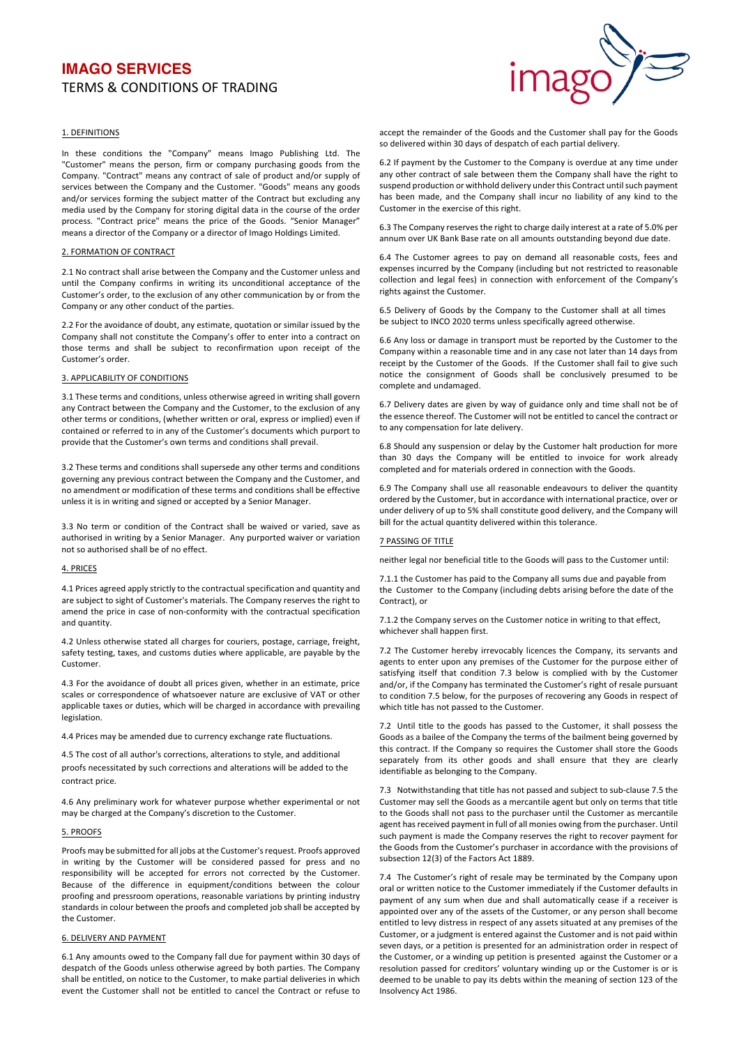# IMAGO SERVICES

TERMS & CONDITIONS OF TRADING

## 1. DEFINITIONS

In these conditions the "Company" means Imago Publishing Ltd. The "Customer" means the person, firm or company purchasing goods from the Company. "Contract" means any contract of sale of product and/or supply of services between the Company and the Customer. "Goods" means any goods and/or services forming the subject matter of the Contract but excluding any media used by the Company for storing digital data in the course of the order process. "Contract price" means the price of the Goods. "Senior Manager" means a director of the Company or a director of Imago Holdings Limited.

## 2. FORMATION OF CONTRACT

2.1 No contract shall arise between the Company and the Customer unless and until the Company confirms in writing its unconditional acceptance of the Customer's order, to the exclusion of any other communication by or from the Company or any other conduct of the parties.

2.2 For the avoidance of doubt, any estimate, quotation or similar issued by the Company shall not constitute the Company's offer to enter into a contract on those terms and shall be subject to reconfirmation upon receipt of the Customer's order.

## 3. APPLICABILITY OF CONDITIONS

3.1 These terms and conditions, unless otherwise agreed in writing shall govern any Contract between the Company and the Customer, to the exclusion of any other terms or conditions, (whether written or oral, express or implied) even if contained or referred to in any of the Customer's documents which purport to provide that the Customer's own terms and conditions shall prevail.

3.2 These terms and conditions shall supersede any other terms and conditions governing any previous contract between the Company and the Customer, and no amendment or modification of these terms and conditions shall be effective unless it is in writing and signed or accepted by a Senior Manager.

3.3 No term or condition of the Contract shall be waived or varied, save as authorised in writing by a Senior Manager. Any purported waiver or variation not so authorised shall be of no effect.

## 4. PRICES

4.1 Prices agreed apply strictly to the contractual specification and quantity and are subject to sight of Customer's materials. The Company reserves the right to amend the price in case of non-conformity with the contractual specification and quantity.

4.2 Unless otherwise stated all charges for couriers, postage, carriage, freight, safety testing, taxes, and customs duties where applicable, are payable by the Customer.

4.3 For the avoidance of doubt all prices given, whether in an estimate, price scales or correspondence of whatsoever nature are exclusive of VAT or other applicable taxes or duties, which will be charged in accordance with prevailing legislation.

4.4 Prices may be amended due to currency exchange rate fluctuations.

4.5 The cost of all author's corrections, alterations to style, and additional proofs necessitated by such corrections and alterations will be added to the contract price.

4.6 Any preliminary work for whatever purpose whether experimental or not may be charged at the Company's discretion to the Customer.

## 5. PROOFS

Proofs may be submitted for all jobs at the Customer's request. Proofs approved in writing by the Customer will be considered passed for press and no responsibility will be accepted for errors not corrected by the Customer. Because of the difference in equipment/conditions between the colour proofing and pressroom operations, reasonable variations by printing industry standards in colour between the proofs and completed job shall be accepted by the Customer.

## 6. DELIVERY AND PAYMENT

6.1 Any amounts owed to the Company fall due for payment within 30 days of despatch of the Goods unless otherwise agreed by both parties. The Company shall be entitled, on notice to the Customer, to make partial deliveries in which event the Customer shall not be entitled to cancel the Contract or refuse to accept the remainder of the Goods and the Customer shall pay for the Goods so delivered within 30 days of despatch of each partial delivery.

6.2 If payment by the Customer to the Company is overdue at any time under any other contract of sale between them the Company shall have the right to suspend production or withhold delivery under this Contract until such payment has been made, and the Company shall incur no liability of any kind to the Customer in the exercise of this right.

6.3 The Company reserves the right to charge daily interest at a rate of 5.0% per annum over UK Bank Base rate on all amounts outstanding beyond due date.

6.4 The Customer agrees to pay on demand all reasonable costs, fees and expenses incurred by the Company (including but not restricted to reasonable collection and legal fees) in connection with enforcement of the Company's rights against the Customer.

6.5 Delivery of Goods by the Company to the Customer shall at all times be subject to INCO 2020 terms unless specifically agreed otherwise.

6.6 Any loss or damage in transport must be reported by the Customer to the Company within a reasonable time and in any case not later than 14 days from receipt by the Customer of the Goods. If the Customer shall fail to give such notice the consignment of Goods shall be conclusively presumed to be complete and undamaged.

6.7 Delivery dates are given by way of guidance only and time shall not be of the essence thereof. The Customer will not be entitled to cancel the contract or to any compensation for late delivery.

6.8 Should any suspension or delay by the Customer halt production for more than 30 days the Company will be entitled to invoice for work already completed and for materials ordered in connection with the Goods.

6.9 The Company shall use all reasonable endeavours to deliver the quantity ordered by the Customer, but in accordance with international practice, over or under delivery of up to 5% shall constitute good delivery, and the Company will bill for the actual quantity delivered within this tolerance.

## 7 PASSING OF TITLE

neither legal nor beneficial title to the Goods will pass to the Customer until:

7.1.1 the Customer has paid to the Company all sums due and payable from the Customer to the Company (including debts arising before the date of the Contract), or

7.1.2 the Company serves on the Customer notice in writing to that effect, whichever shall happen first.

7.2 The Customer hereby irrevocably licences the Company, its servants and agents to enter upon any premises of the Customer for the purpose either of satisfying itself that condition 7.3 below is complied with by the Customer and/or, if the Company has terminated the Customer's right of resale pursuant to condition 7.5 below, for the purposes of recovering any Goods in respect of which title has not passed to the Customer.

7.2 Until title to the goods has passed to the Customer, it shall possess the Goods as a bailee of the Company the terms of the bailment being governed by this contract. If the Company so requires the Customer shall store the Goods separately from its other goods and shall ensure that they are clearly identifiable as belonging to the Company.

7.3 Notwithstanding that title has not passed and subject to sub-clause 7.5 the Customer may sell the Goods as a mercantile agent but only on terms that title to the Goods shall not pass to the purchaser until the Customer as mercantile agent has received payment in full of all monies owing from the purchaser. Until such payment is made the Company reserves the right to recover payment for the Goods from the Customer's purchaser in accordance with the provisions of subsection 12(3) of the Factors Act 1889.

7.4 The Customer's right of resale may be terminated by the Company upon oral or written notice to the Customer immediately if the Customer defaults in payment of any sum when due and shall automatically cease if a receiver is appointed over any of the assets of the Customer, or any person shall become entitled to levy distress in respect of any assets situated at any premises of the Customer, or a judgment is entered against the Customer and is not paid within seven days, or a petition is presented for an administration order in respect of the Customer, or a winding up petition is presented against the Customer or a resolution passed for creditors' voluntary winding up or the Customer is or is deemed to be unable to pay its debts within the meaning of section 123 of the Insolvency Act 1986.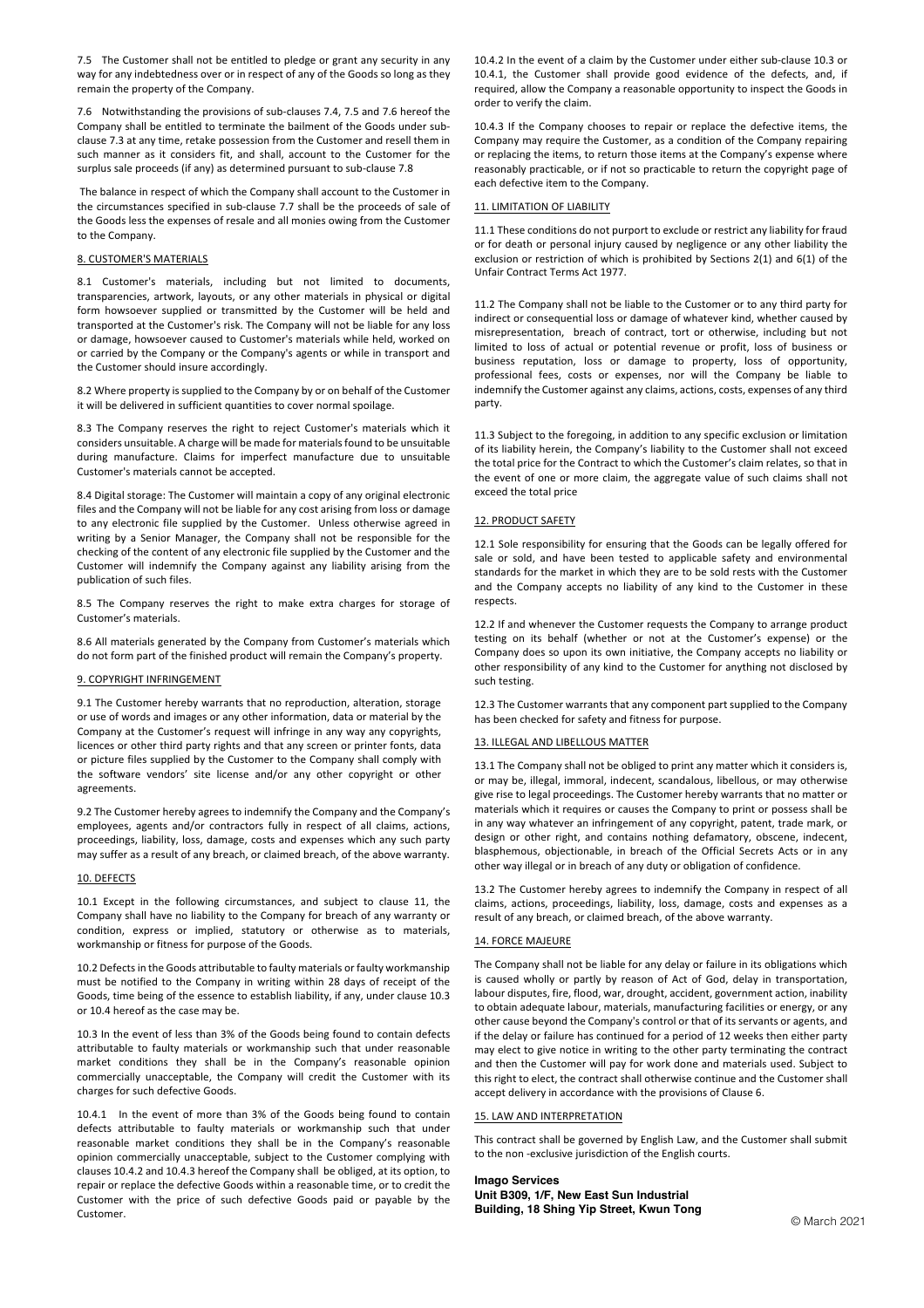7.5 The Customer shall not be entitled to pledge or grant any security in any way for any indebtedness over or in respect of any of the Goods so long as they remain the property of the Company.

7.6 Notwithstanding the provisions of sub-clauses 7.4, 7.5 and 7.6 hereof the Company shall be entitled to terminate the bailment of the Goods under sub-clause 7.3 at any time, retake possession from the Customer and resell them in such manner as it considers fit, and shall, account to the Customer for the surplus sale proceeds (if any) as determined pursuant to sub-clause 7.8

The balance in respect of which the Company shall account to the Customer in the circumstances specified in sub-clause 7.7 shall be the proceeds of sale of the Goods less the expenses of resale and all monies owing from the Customer to the Company.

## 8. CUSTOMER'S MATERIALS

8.1 Customer's materials, including but not limited to documents, transparencies, artwork, layouts, or any other materials in physical or digital form howsoever supplied or transmitted by the Customer will be held and transported at the Customer's risk. The Company will not be liable for any loss or damage, howsoever caused to Customer's materials while held, worked on or carried by the Company or the Company's agents or while in transport and the Customer should insure accordingly.

8.2 Where property is supplied to the Company by or on behalf of the Customer it will be delivered in sufficient quantities to cover normal spoilage.

8.3 The Company reserves the right to reject Customer's materials which it considers unsuitable. A charge will be made for materials found to be unsuitable during manufacture. Claims for imperfect manufacture due to unsuitable Customer's materials cannot be accepted.

8.4 Digital storage: The Customer will maintain a copy of any original electronic files and the Company will not be liable for any cost arising from loss or damage to any electronic file supplied by the Customer. Unless otherwise agreed in writing by a Senior Manager, the Company shall not be responsible for the checking of the content of any electronic file supplied by the Customer and the Customer will indemnify the Company against any liability arising from the publication of such files.

8.5 The Company reserves the right to make extra charges for storage of Customer's materials.

8.6 All materials generated by the Company from Customer's materials which do not form part of the finished product will remain the Company's property.

## 9. COPYRIGHT INFRINGEMENT

9.1 The Customer hereby warrants that no reproduction, alteration, storage or use of words and images or any other information, data or material by the Company at the Customer's request will infringe in any way any copyrights, licences or other third party rights and that any screen or printer fonts, data or picture files supplied by the Customer to the Company shall comply with the software vendors' site license and/or any other copyright or other agreements.

9.2 The Customer hereby agrees to indemnify the Company and the Company's employees, agents and/or contractors fully in respect of all claims, actions, proceedings, liability, loss, damage, costs and expenses which any such party may suffer as a result of any breach, or claimed breach, of the above warranty.

## 10. DEFECTS

10.1 Except in the following circumstances, and subject to clause 11, the Company shall have no liability to the Company for breach of any warranty or condition, express or implied, statutory or otherwise as to materials, workmanship or fitness for purpose of the Goods.

10.2 Defects in the Goods attributable to faulty materials or faulty workmanship must be notified to the Company in writing within 28 days of receipt of the Goods, time being of the essence to establish liability, if any, under clause 10.3 or 10.4 hereof as the case may be.

10.3 In the event of less than 3% of the Goods being found to contain defects attributable to faulty materials or workmanship such that under reasonable market conditions they shall be in the Company's reasonable opinion commercially unacceptable, the Company will credit the Customer with its charges for such defective Goods.

10.4.1 In the event of more than 3% of the Goods being found to contain defects attributable to faulty materials or workmanship such that under reasonable market conditions they shall be in the Company's reasonable opinion commercially unacceptable, subject to the Customer complying with clauses 10.4.2 and 10.4.3 hereof the Company shall be obliged, at its option, to repair or replace the defective Goods within a reasonable time, or to credit the Customer with the price of such defective Goods paid or payable by the Customer.

10.4.2 In the event of a claim by the Customer under either sub-clause 10.3 or 10.4.1, the Customer shall provide good evidence of the defects, and, if required, allow the Company a reasonable opportunity to inspect the Goods in order to verify the claim.

10.4.3 If the Company chooses to repair or replace the defective items, the Company may require the Customer, as a condition of the Company repairing or replacing the items, to return those items at the Company's expense where reasonably practicable, or if not so practicable to return the copyright page of each defective item to the Company.

## 11. LIMITATION OF LIABILITY

11.1 These conditions do not purport to exclude or restrict any liability for fraud or for death or personal injury caused by negligence or any other liability the exclusion or restriction of which is prohibited by Sections 2(1) and 6(1) of the Unfair Contract Terms Act 1977.

11.2 The Company shall not be liable to the Customer or to any third party for indirect or consequential loss or damage of whatever kind, whether caused by misrepresentation, breach of contract, tort or otherwise, including but not limited to loss of actual or potential revenue or profit, loss of business or business reputation, loss or damage to property, loss of opportunity, professional fees, costs or expenses, nor will the Company be liable to indemnify the Customer against any claims, actions, costs, expenses of any third party.

11.3 Subject to the foregoing, in addition to any specific exclusion or limitation of its liability herein, the Company's liability to the Customer shall not exceed the total price for the Contract to which the Customer's claim relates, so that in the event of one or more claim, the aggregate value of such claims shall not exceed the total price

## 12. PRODUCT SAFETY

12.1 Sole responsibility for ensuring that the Goods can be legally offered for sale or sold, and have been tested to applicable safety and environmental standards for the market in which they are to be sold rests with the Customer and the Company accepts no liability of any kind to the Customer in these respects.

12.2 If and whenever the Customer requests the Company to arrange product testing on its behalf (whether or not at the Customer's expense) or the Company does so upon its own initiative, the Company accepts no liability or other responsibility of any kind to the Customer for anything not disclosed by such testing.

12.3 The Customer warrants that any component part supplied to the Company has been checked for safety and fitness for purpose.

## 13. ILLEGAL AND LIBELLOUS MATTER

13.1 The Company shall not be obliged to print any matter which it considers is, or may be, illegal, immoral, indecent, scandalous, libellous, or may otherwise give rise to legal proceedings. The Customer hereby warrants that no matter or materials which it requires or causes the Company to print or possess shall be in any way whatever an infringement of any copyright, patent, trade mark, or design or other right, and contains nothing defamatory, obscene, indecent, blasphemous, objectionable, in breach of the Official Secrets Acts or in any other way illegal or in breach of any duty or obligation of confidence.

13.2 The Customer hereby agrees to indemnify the Company in respect of all claims, actions, proceedings, liability, loss, damage, costs and expenses as a result of any breach, or claimed breach, of the above warranty.

## 14. FORCE MAJEURE

The Company shall not be liable for any delay or failure in its obligations which is caused wholly or partly by reason of Act of God, delay in transportation, labour disputes, fire, flood, war, drought, accident, government action, inability to obtain adequate labour, materials, manufacturing facilities or energy, or any other cause beyond the Company's control or that of its servants or agents, and if the delay or failure has continued for a period of 12 weeks then either party may elect to give notice in writing to the other party terminating the contract and then the Customer will pay for work done and materials used. Subject to this right to elect, the contract shall otherwise continue and the Customer shall accept delivery in accordance with the provisions of Clause 6.

## 15. LAW AND INTERPRETATION

This contract shall be governed by English Law, and the Customer shall submit to the non -exclusive jurisdiction of the English courts.

**Imago Services**
**Unit B309, 1/F, New East Sun Industrial Building, 18 Shing Yip Street, Kwun Tong**

© March 2021